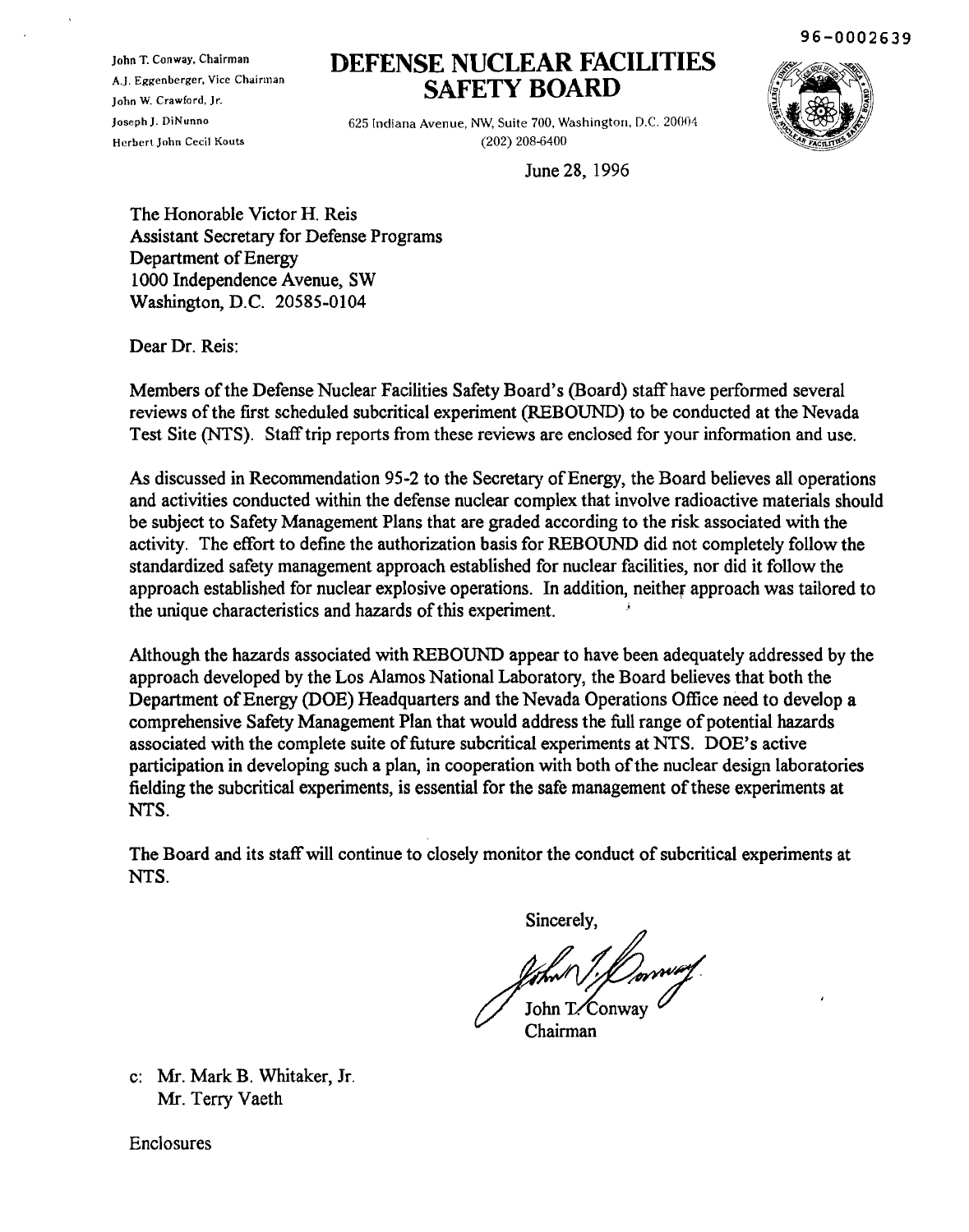96-0002639

John T. Conway, Chairman
A.J. Eggenberger, Vice Chairman
John W. Crawford, Jr.
Joseph J. DiNunno
Herbert John Cecil Kouts

# DEFENSE NUCLEAR FACILITIES SAFETY BOARD

625 Indiana Avenue, NW, Suite 700, Washington, D.C. 20004
(202) 208-6400

June 28, 1996

The Honorable Victor H. Reis
Assistant Secretary for Defense Programs
Department of Energy
1000 Independence Avenue, SW
Washington, D.C. 20585-0104

Dear Dr. Reis:

Members of the Defense Nuclear Facilities Safety Board's (Board) staff have performed several reviews of the first scheduled subcritical experiment (REBOUND) to be conducted at the Nevada Test Site (NTS). Staff trip reports from these reviews are enclosed for your information and use.

As discussed in Recommendation 95-2 to the Secretary of Energy, the Board believes all operations and activities conducted within the defense nuclear complex that involve radioactive materials should be subject to Safety Management Plans that are graded according to the risk associated with the activity. The effort to define the authorization basis for REBOUND did not completely follow the standardized safety management approach established for nuclear facilities, nor did it follow the approach established for nuclear explosive operations. In addition, neither approach was tailored to the unique characteristics and hazards of this experiment.

Although the hazards associated with REBOUND appear to have been adequately addressed by the approach developed by the Los Alamos National Laboratory, the Board believes that both the Department of Energy (DOE) Headquarters and the Nevada Operations Office need to develop a comprehensive Safety Management Plan that would address the full range of potential hazards associated with the complete suite of future subcritical experiments at NTS. DOE's active participation in developing such a plan, in cooperation with both of the nuclear design laboratories fielding the subcritical experiments, is essential for the safe management of these experiments at NTS.

The Board and its staff will continue to closely monitor the conduct of subcritical experiments at NTS.

Sincerely,

John T. Conway
Chairman

c: Mr. Mark B. Whitaker, Jr.
Mr. Terry Vaeth

Enclosures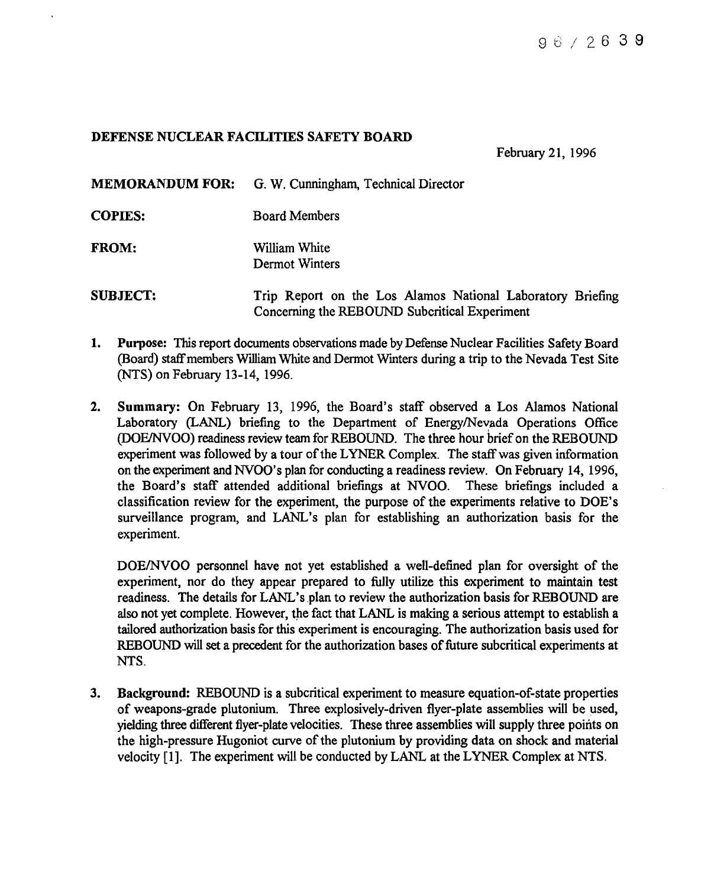**DEFENSE NUCLEAR FACILITIES SAFETY BOARD**

February 21, 1996

| | |
|---|---|
| **MEMORANDUM FOR:** | G. W. Cunningham, Technical Director |
| **COPIES:** | Board Members |
| **FROM:** | William White<br>Dermot Winters |
| **SUBJECT:** | Trip Report on the Los Alamos National Laboratory Briefing Concerning the REBOUND Subcritical Experiment |

1. **Purpose:** This report documents observations made by Defense Nuclear Facilities Safety Board (Board) staff members William White and Dermot Winters during a trip to the Nevada Test Site (NTS) on February 13-14, 1996.

2. **Summary:** On February 13, 1996, the Board's staff observed a Los Alamos National Laboratory (LANL) briefing to the Department of Energy/Nevada Operations Office (DOE/NVOO) readiness review team for REBOUND. The three hour brief on the REBOUND experiment was followed by a tour of the LYNER Complex. The staff was given information on the experiment and NVOO's plan for conducting a readiness review. On February 14, 1996, the Board's staff attended additional briefings at NVOO. These briefings included a classification review for the experiment, the purpose of the experiments relative to DOE's surveillance program, and LANL's plan for establishing an authorization basis for the experiment.

   DOE/NVOO personnel have not yet established a well-defined plan for oversight of the experiment, nor do they appear prepared to fully utilize this experiment to maintain test readiness. The details for LANL's plan to review the authorization basis for REBOUND are also not yet complete. However, the fact that LANL is making a serious attempt to establish a tailored authorization basis for this experiment is encouraging. The authorization basis used for REBOUND will set a precedent for the authorization bases of future subcritical experiments at NTS.

3. **Background:** REBOUND is a subcritical experiment to measure equation-of-state properties of weapons-grade plutonium. Three explosively-driven flyer-plate assemblies will be used, yielding three different flyer-plate velocities. These three assemblies will supply three points on the high-pressure Hugoniot curve of the plutonium by providing data on shock and material velocity [1]. The experiment will be conducted by LANL at the LYNER Complex at NTS.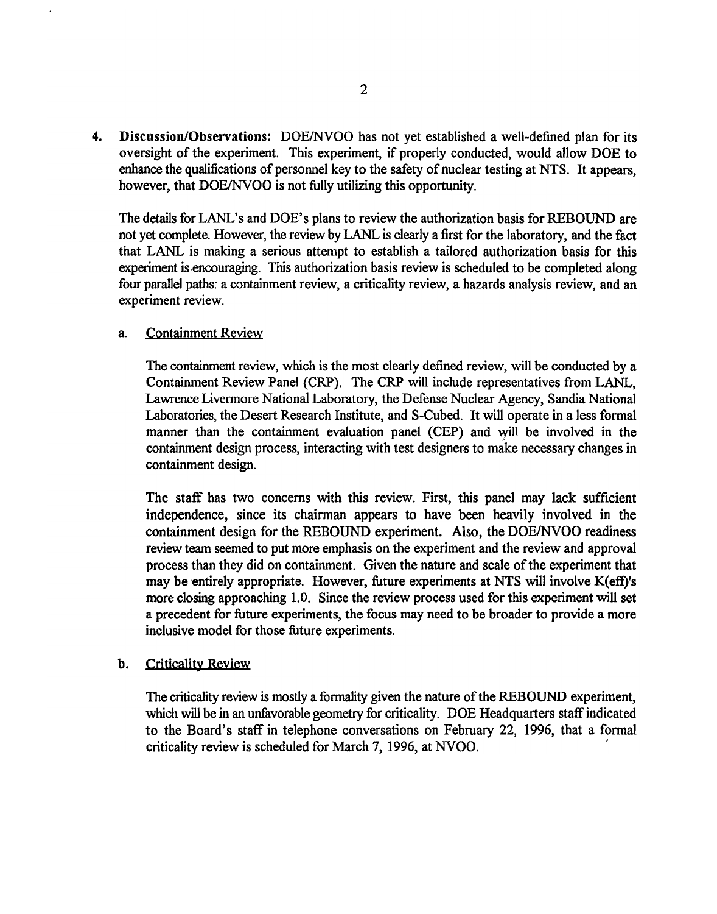4. **Discussion/Observations:** DOE/NVOO has not yet established a well-defined plan for its oversight of the experiment. This experiment, if properly conducted, would allow DOE to enhance the qualifications of personnel key to the safety of nuclear testing at NTS. It appears, however, that DOE/NVOO is not fully utilizing this opportunity.

   The details for LANL's and DOE's plans to review the authorization basis for REBOUND are not yet complete. However, the review by LANL is clearly a first for the laboratory, and the fact that LANL is making a serious attempt to establish a tailored authorization basis for this experiment is encouraging. This authorization basis review is scheduled to be completed along four parallel paths: a containment review, a criticality review, a hazards analysis review, and an experiment review.

   a. <u>Containment Review</u>

      The containment review, which is the most clearly defined review, will be conducted by a Containment Review Panel (CRP). The CRP will include representatives from LANL, Lawrence Livermore National Laboratory, the Defense Nuclear Agency, Sandia National Laboratories, the Desert Research Institute, and S-Cubed. It will operate in a less formal manner than the containment evaluation panel (CEP) and will be involved in the containment design process, interacting with test designers to make necessary changes in containment design.

      The staff has two concerns with this review. First, this panel may lack sufficient independence, since its chairman appears to have been heavily involved in the containment design for the REBOUND experiment. Also, the DOE/NVOO readiness review team seemed to put more emphasis on the experiment and the review and approval process than they did on containment. Given the nature and scale of the experiment that may be entirely appropriate. However, future experiments at NTS will involve K(eff)'s more closing approaching 1.0. Since the review process used for this experiment will set a precedent for future experiments, the focus may need to be broader to provide a more inclusive model for those future experiments.

   b. <u>Criticality Review</u>

      The criticality review is mostly a formality given the nature of the REBOUND experiment, which will be in an unfavorable geometry for criticality. DOE Headquarters staff indicated to the Board's staff in telephone conversations on February 22, 1996, that a formal criticality review is scheduled for March 7, 1996, at NVOO.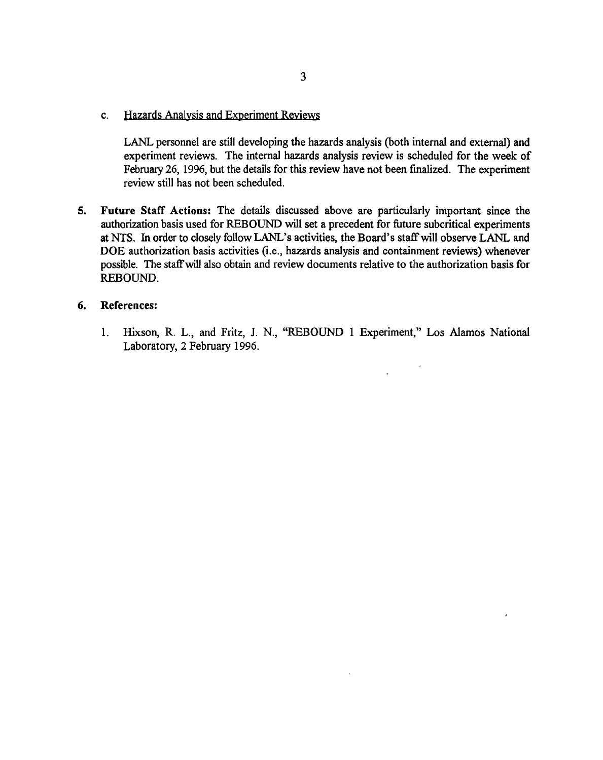c. Hazards Analysis and Experiment Reviews

LANL personnel are still developing the hazards analysis (both internal and external) and experiment reviews. The internal hazards analysis review is scheduled for the week of February 26, 1996, but the details for this review have not been finalized. The experiment review still has not been scheduled.

5. **Future Staff Actions:** The details discussed above are particularly important since the authorization basis used for REBOUND will set a precedent for future subcritical experiments at NTS. In order to closely follow LANL's activities, the Board's staff will observe LANL and DOE authorization basis activities (i.e., hazards analysis and containment reviews) whenever possible. The staff will also obtain and review documents relative to the authorization basis for REBOUND.

6. **References:**

   1. Hixson, R. L., and Fritz, J. N., "REBOUND 1 Experiment," Los Alamos National Laboratory, 2 February 1996.